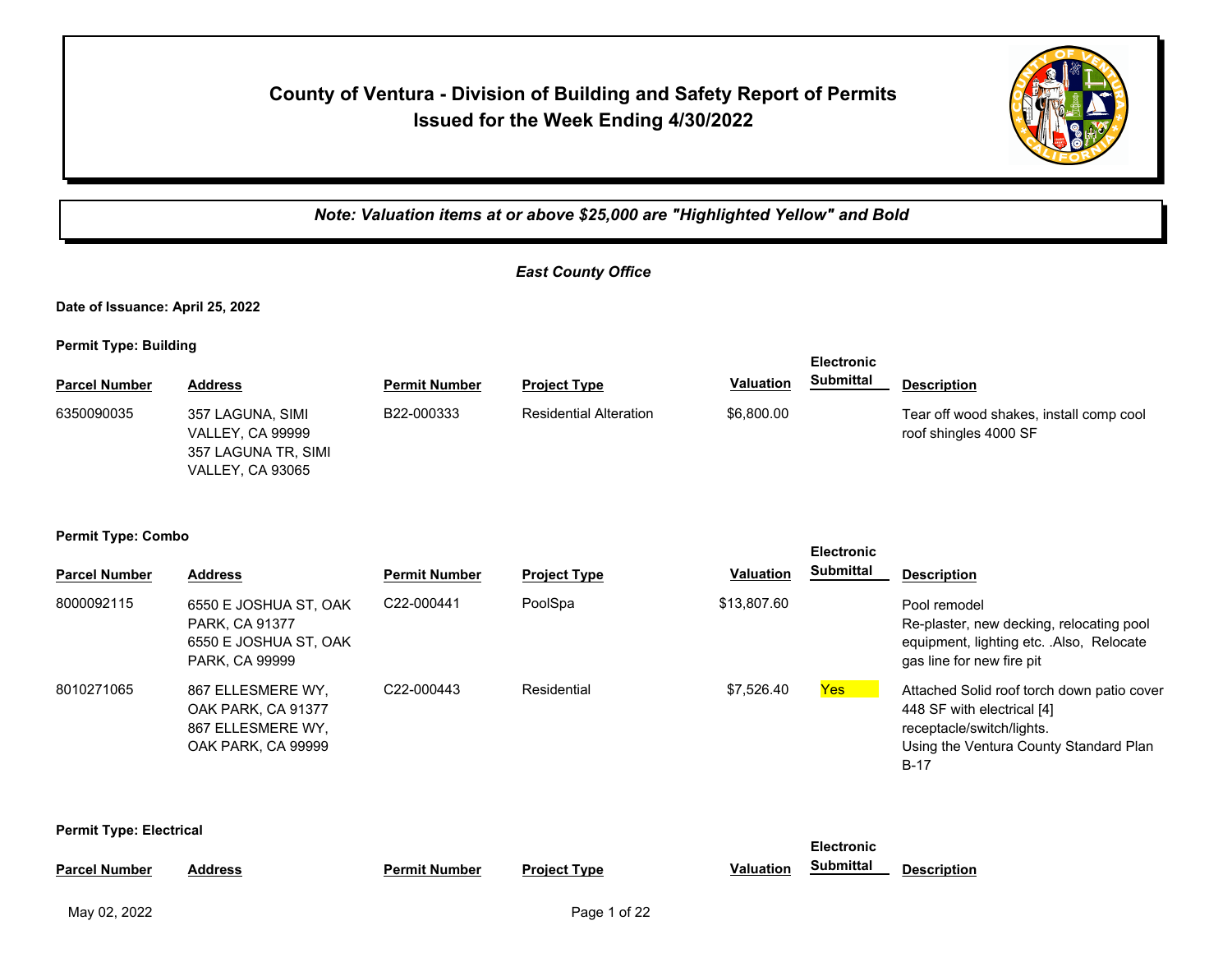# County of Ventura - Division of Building and Safety Report of Permits Issued for the Week Ending 4/30/2022

***Note: Valuation items at or above $25,000 are "Highlighted Yellow" and Bold***

## *East County Office*

**Date of Issuance: April 25, 2022**

**Permit Type: Building**

| Parcel Number | Address | Permit Number | Project Type | Valuation | Electronic Submittal | Description |
|---|---|---|---|---|---|---|
| 6350090035 | 357 LAGUNA, SIMI VALLEY, CA 99999 357 LAGUNA TR, SIMI VALLEY, CA 93065 | B22-000333 | Residential Alteration | $6,800.00 | | Tear off wood shakes, install comp cool roof shingles 4000 SF |

**Permit Type: Combo**

| Parcel Number | Address | Permit Number | Project Type | Valuation | Electronic Submittal | Description |
|---|---|---|---|---|---|---|
| 8000092115 | 6550 E JOSHUA ST, OAK PARK, CA 91377 6550 E JOSHUA ST, OAK PARK, CA 99999 | C22-000441 | PoolSpa | $13,807.60 | | Pool remodel Re-plaster, new decking, relocating pool equipment, lighting etc. .Also, Relocate gas line for new fire pit |
| 8010271065 | 867 ELLESMERE WY, OAK PARK, CA 91377 867 ELLESMERE WY, OAK PARK, CA 99999 | C22-000443 | Residential | $7,526.40 | Yes | Attached Solid roof torch down patio cover 448 SF with electrical [4] receptacle/switch/lights. Using the Ventura County Standard Plan B-17 |

**Permit Type: Electrical**

| Parcel Number | Address | Permit Number | Project Type | Valuation | Electronic Submittal | Description |
|---|---|---|---|---|---|---|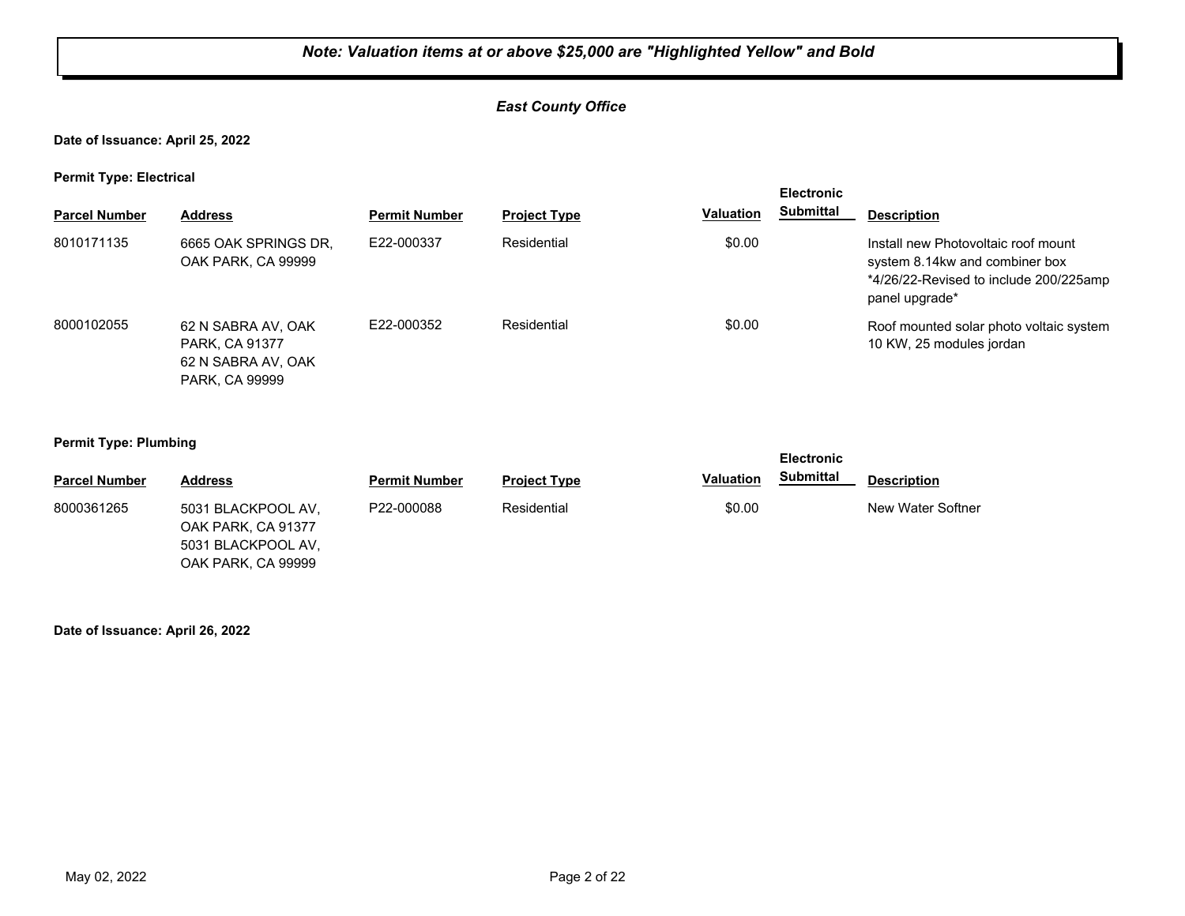***Note: Valuation items at or above $25,000 are "Highlighted Yellow" and Bold***

***East County Office***

**Date of Issuance: April 25, 2022**

**Permit Type: Electrical**

| Parcel Number | Address | Permit Number | Project Type | Valuation | Electronic Submittal | Description |
|---|---|---|---|---|---|---|
| 8010171135 | 6665 OAK SPRINGS DR, OAK PARK, CA 99999 | E22-000337 | Residential | $0.00 | | Install new Photovoltaic roof mount system 8.14kw and combiner box *4/26/22-Revised to include 200/225amp panel upgrade* |
| 8000102055 | 62 N SABRA AV, OAK PARK, CA 91377 62 N SABRA AV, OAK PARK, CA 99999 | E22-000352 | Residential | $0.00 | | Roof mounted solar photo voltaic system 10 KW, 25 modules jordan |

**Permit Type: Plumbing**

| Parcel Number | Address | Permit Number | Project Type | Valuation | Electronic Submittal | Description |
|---|---|---|---|---|---|---|
| 8000361265 | 5031 BLACKPOOL AV, OAK PARK, CA 91377 5031 BLACKPOOL AV, OAK PARK, CA 99999 | P22-000088 | Residential | $0.00 | | New Water Softner |

**Date of Issuance: April 26, 2022**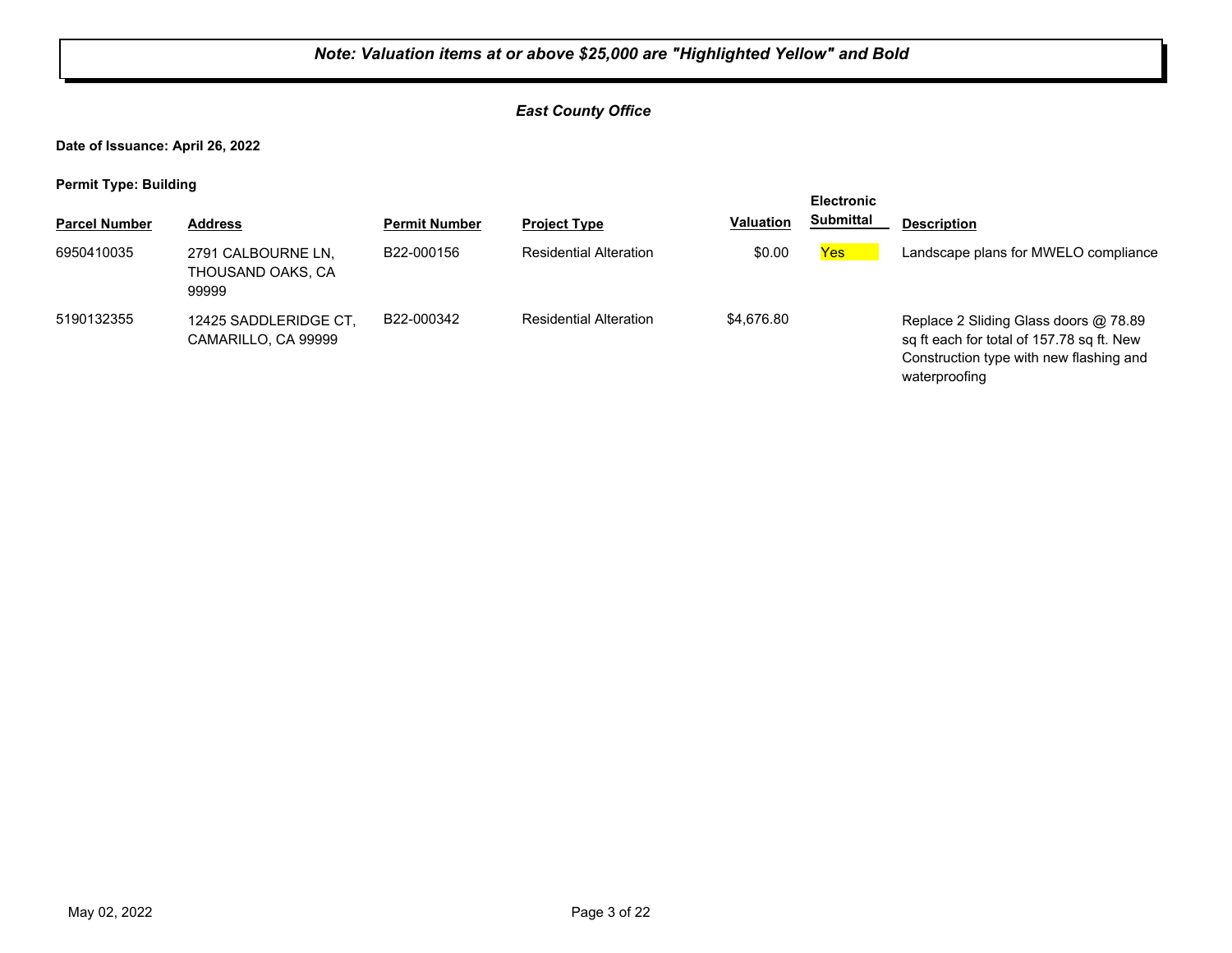***Note: Valuation items at or above $25,000 are "Highlighted Yellow" and Bold***

***East County Office***

**Date of Issuance: April 26, 2022**

**Permit Type: Building**

| Parcel Number | Address | Permit Number | Project Type | Valuation | Electronic Submittal | Description |
|---|---|---|---|---|---|---|
| 6950410035 | 2791 CALBOURNE LN, THOUSAND OAKS, CA 99999 | B22-000156 | Residential Alteration | $0.00 | Yes | Landscape plans for MWELO compliance |
| 5190132355 | 12425 SADDLERIDGE CT, CAMARILLO, CA 99999 | B22-000342 | Residential Alteration | $4,676.80 | | Replace 2 Sliding Glass doors @ 78.89 sq ft each for total of 157.78 sq ft. New Construction type with new flashing and waterproofing |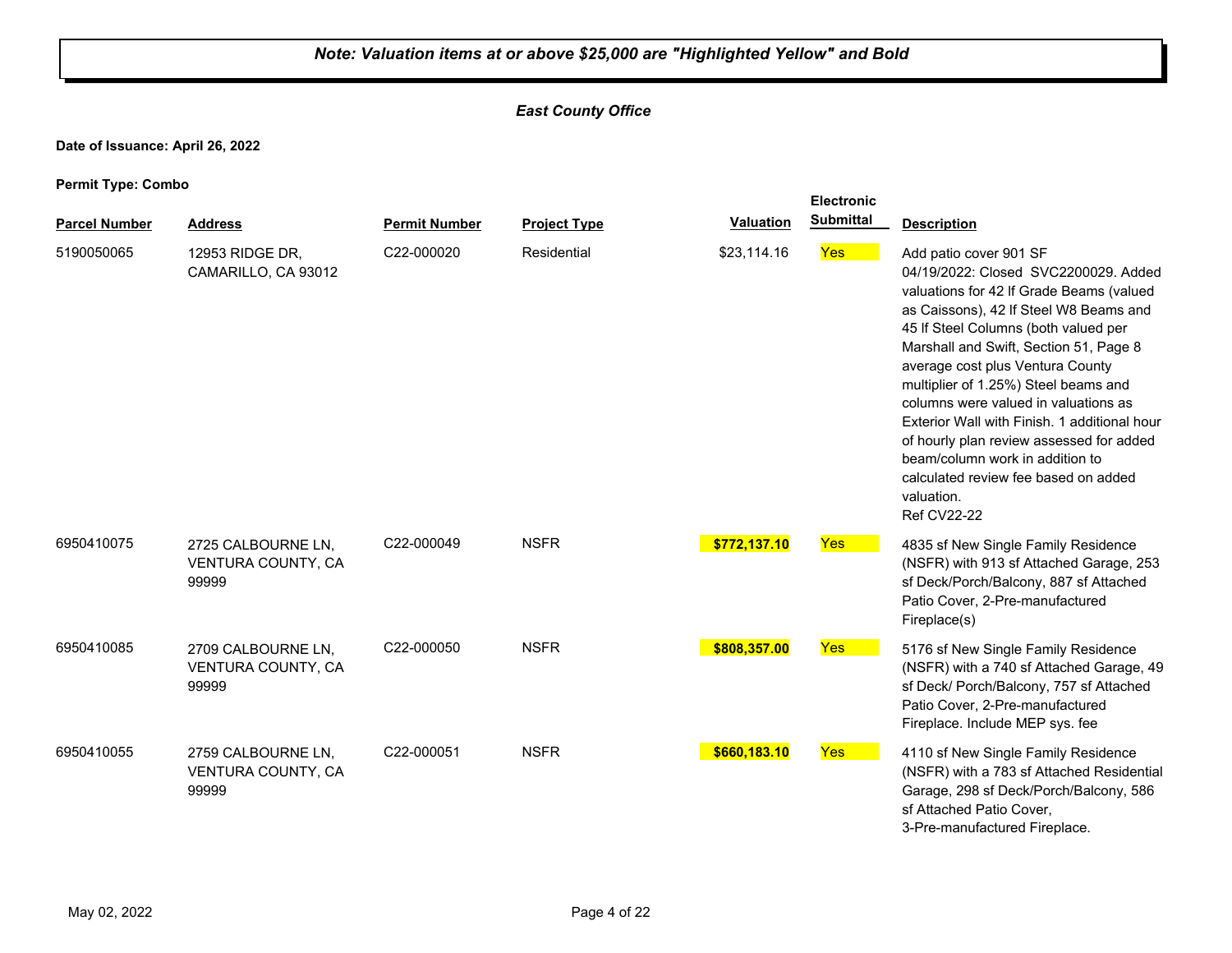***Note: Valuation items at or above $25,000 are "Highlighted Yellow" and Bold***

***East County Office***

**Date of Issuance: April 26, 2022**

**Permit Type: Combo**

| Parcel Number | Address | Permit Number | Project Type | Valuation | Electronic Submittal | Description |
|---|---|---|---|---|---|---|
| 5190050065 | 12953 RIDGE DR, CAMARILLO, CA 93012 | C22-000020 | Residential | $23,114.16 | Yes | Add patio cover 901 SF 04/19/2022: Closed SVC2200029. Added valuations for 42 lf Grade Beams (valued as Caissons), 42 lf Steel W8 Beams and 45 lf Steel Columns (both valued per Marshall and Swift, Section 51, Page 8 average cost plus Ventura County multiplier of 1.25%) Steel beams and columns were valued in valuations as Exterior Wall with Finish. 1 additional hour of hourly plan review assessed for added beam/column work in addition to calculated review fee based on added valuation. Ref CV22-22 |
| 6950410075 | 2725 CALBOURNE LN, VENTURA COUNTY, CA 99999 | C22-000049 | NSFR | **$772,137.10** | Yes | 4835 sf New Single Family Residence (NSFR) with 913 sf Attached Garage, 253 sf Deck/Porch/Balcony, 887 sf Attached Patio Cover, 2-Pre-manufactured Fireplace(s) |
| 6950410085 | 2709 CALBOURNE LN, VENTURA COUNTY, CA 99999 | C22-000050 | NSFR | **$808,357.00** | Yes | 5176 sf New Single Family Residence (NSFR) with a 740 sf Attached Garage, 49 sf Deck/ Porch/Balcony, 757 sf Attached Patio Cover, 2-Pre-manufactured Fireplace. Include MEP sys. fee |
| 6950410055 | 2759 CALBOURNE LN, VENTURA COUNTY, CA 99999 | C22-000051 | NSFR | **$660,183.10** | Yes | 4110 sf New Single Family Residence (NSFR) with a 783 sf Attached Residential Garage, 298 sf Deck/Porch/Balcony, 586 sf Attached Patio Cover, 3-Pre-manufactured Fireplace. |

May 02, 2022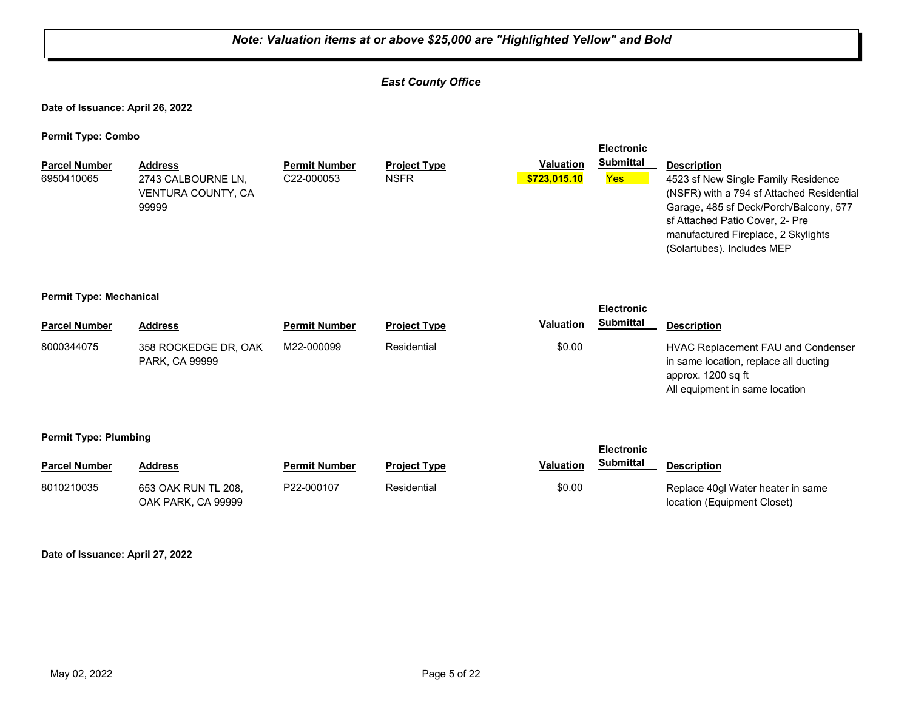***Note: Valuation items at or above $25,000 are "Highlighted Yellow" and Bold***

***East County Office***

**Date of Issuance: April 26, 2022**

**Permit Type: Combo**

| Parcel Number | Address | Permit Number | Project Type | Valuation | Electronic Submittal | Description |
|---|---|---|---|---|---|---|
| 6950410065 | 2743 CALBOURNE LN, VENTURA COUNTY, CA 99999 | C22-000053 | NSFR | **$723,015.10** | Yes | 4523 sf New Single Family Residence (NSFR) with a 794 sf Attached Residential Garage, 485 sf Deck/Porch/Balcony, 577 sf Attached Patio Cover, 2- Pre manufactured Fireplace, 2 Skylights (Solartubes). Includes MEP |

**Permit Type: Mechanical**

| Parcel Number | Address | Permit Number | Project Type | Valuation | Electronic Submittal | Description |
|---|---|---|---|---|---|---|
| 8000344075 | 358 ROCKEDGE DR, OAK PARK, CA 99999 | M22-000099 | Residential | $0.00 | | HVAC Replacement FAU and Condenser in same location, replace all ducting approx. 1200 sq ft All equipment in same location |

**Permit Type: Plumbing**

| Parcel Number | Address | Permit Number | Project Type | Valuation | Electronic Submittal | Description |
|---|---|---|---|---|---|---|
| 8010210035 | 653 OAK RUN TL 208, OAK PARK, CA 99999 | P22-000107 | Residential | $0.00 | | Replace 40gl Water heater in same location (Equipment Closet) |

**Date of Issuance: April 27, 2022**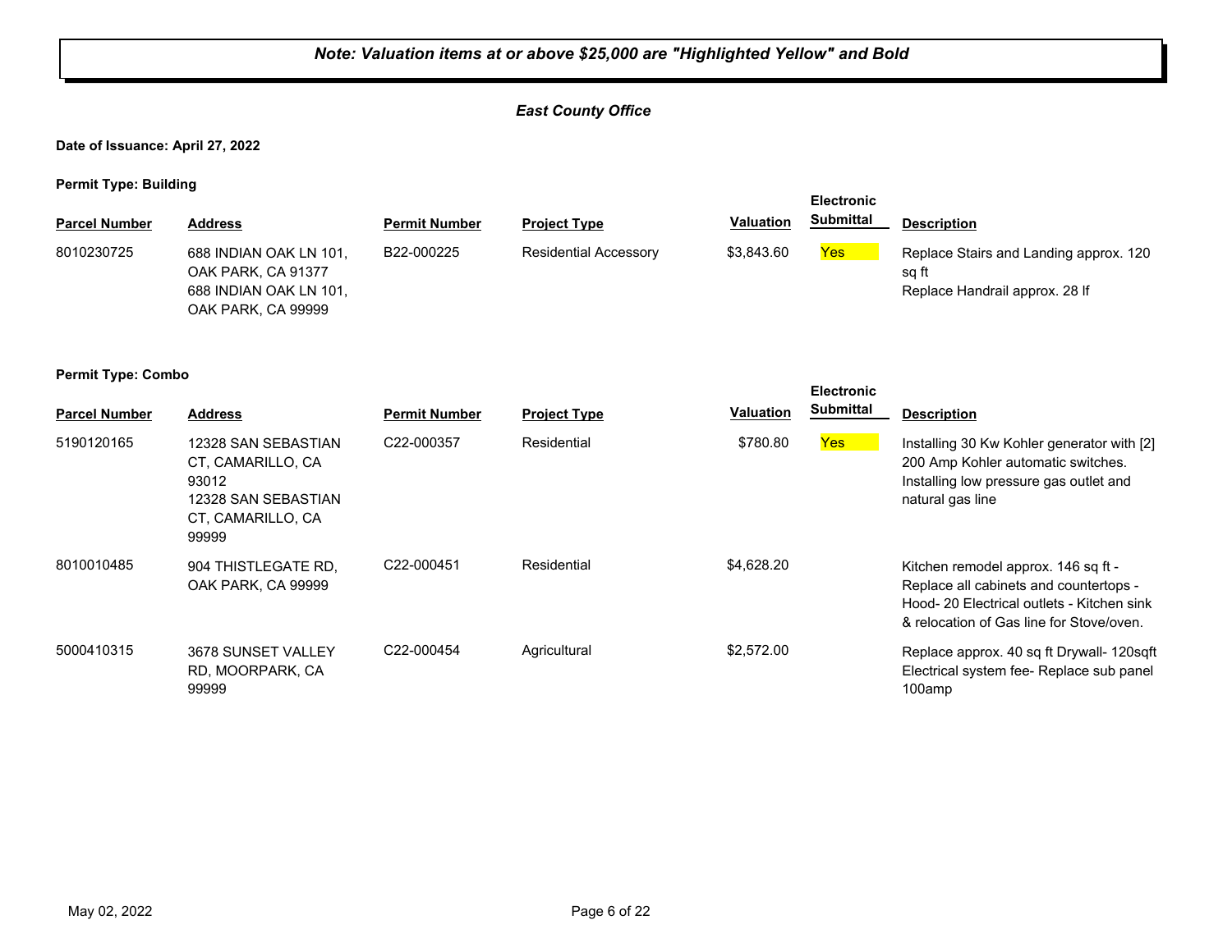***Note: Valuation items at or above $25,000 are "Highlighted Yellow" and Bold***

***East County Office***

**Date of Issuance: April 27, 2022**

**Permit Type: Building**

| Parcel Number | Address | Permit Number | Project Type | Valuation | Electronic Submittal | Description |
|---|---|---|---|---|---|---|
| 8010230725 | 688 INDIAN OAK LN 101, OAK PARK, CA 91377<br>688 INDIAN OAK LN 101, OAK PARK, CA 99999 | B22-000225 | Residential Accessory | $3,843.60 | Yes | Replace Stairs and Landing approx. 120 sq ft<br>Replace Handrail approx. 28 lf |

**Permit Type: Combo**

| Parcel Number | Address | Permit Number | Project Type | Valuation | Electronic Submittal | Description |
|---|---|---|---|---|---|---|
| 5190120165 | 12328 SAN SEBASTIAN CT, CAMARILLO, CA 93012<br>12328 SAN SEBASTIAN CT, CAMARILLO, CA 99999 | C22-000357 | Residential | $780.80 | Yes | Installing 30 Kw Kohler generator with [2] 200 Amp Kohler automatic switches. Installing low pressure gas outlet and natural gas line |
| 8010010485 | 904 THISTLEGATE RD, OAK PARK, CA 99999 | C22-000451 | Residential | $4,628.20 | | Kitchen remodel approx. 146 sq ft - Replace all cabinets and countertops - Hood- 20 Electrical outlets - Kitchen sink & relocation of Gas line for Stove/oven. |
| 5000410315 | 3678 SUNSET VALLEY RD, MOORPARK, CA 99999 | C22-000454 | Agricultural | $2,572.00 | | Replace approx. 40 sq ft Drywall- 120sqft Electrical system fee- Replace sub panel 100amp |

May 02, 2022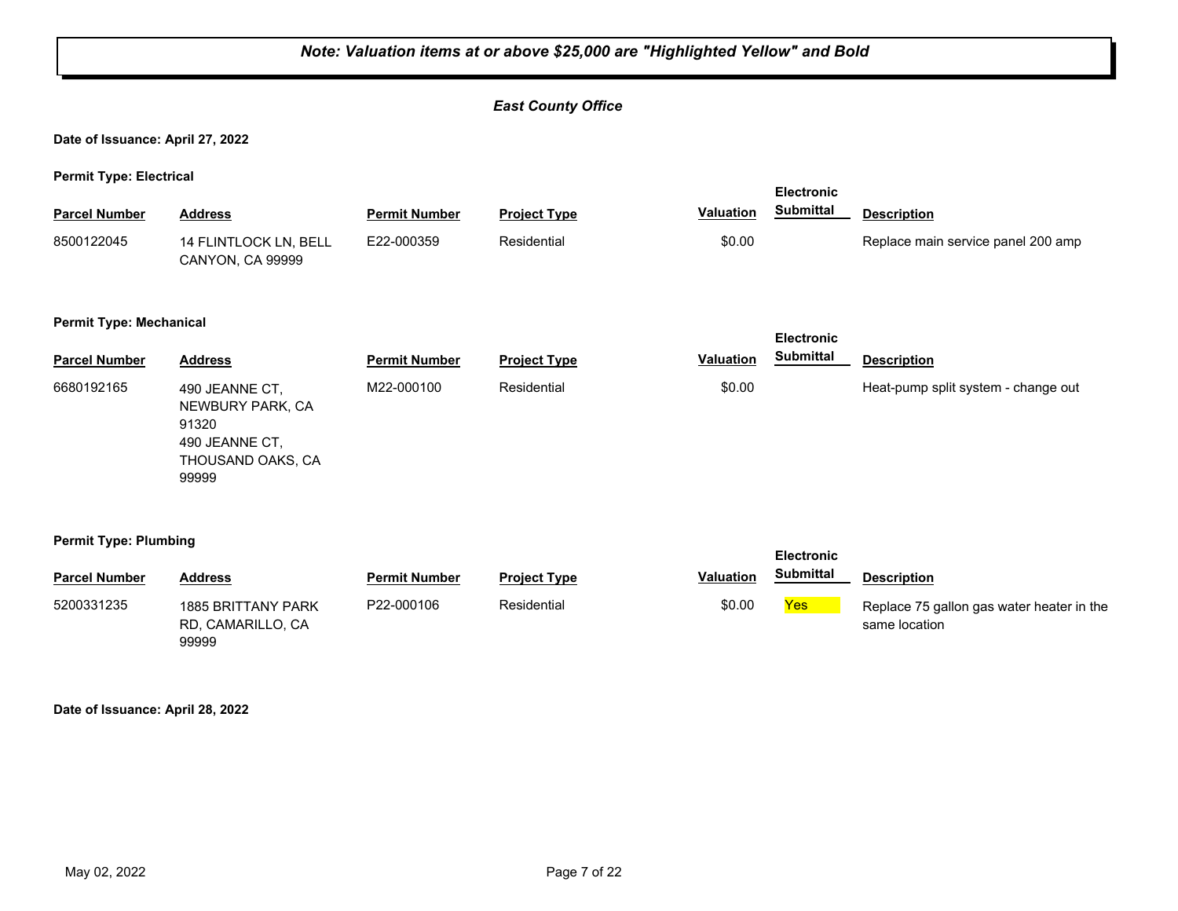***Note: Valuation items at or above $25,000 are "Highlighted Yellow" and Bold***

***East County Office***

**Date of Issuance: April 27, 2022**

**Permit Type: Electrical**

| Parcel Number | Address | Permit Number | Project Type | Valuation | Electronic Submittal | Description |
|---|---|---|---|---|---|---|
| 8500122045 | 14 FLINTLOCK LN, BELL CANYON, CA 99999 | E22-000359 | Residential | $0.00 | | Replace main service panel 200 amp |

**Permit Type: Mechanical**

| Parcel Number | Address | Permit Number | Project Type | Valuation | Electronic Submittal | Description |
|---|---|---|---|---|---|---|
| 6680192165 | 490 JEANNE CT, NEWBURY PARK, CA 91320<br>490 JEANNE CT, THOUSAND OAKS, CA 99999 | M22-000100 | Residential | $0.00 | | Heat-pump split system - change out |

**Permit Type: Plumbing**

| Parcel Number | Address | Permit Number | Project Type | Valuation | Electronic Submittal | Description |
|---|---|---|---|---|---|---|
| 5200331235 | 1885 BRITTANY PARK RD, CAMARILLO, CA 99999 | P22-000106 | Residential | $0.00 | Yes | Replace 75 gallon gas water heater in the same location |

**Date of Issuance: April 28, 2022**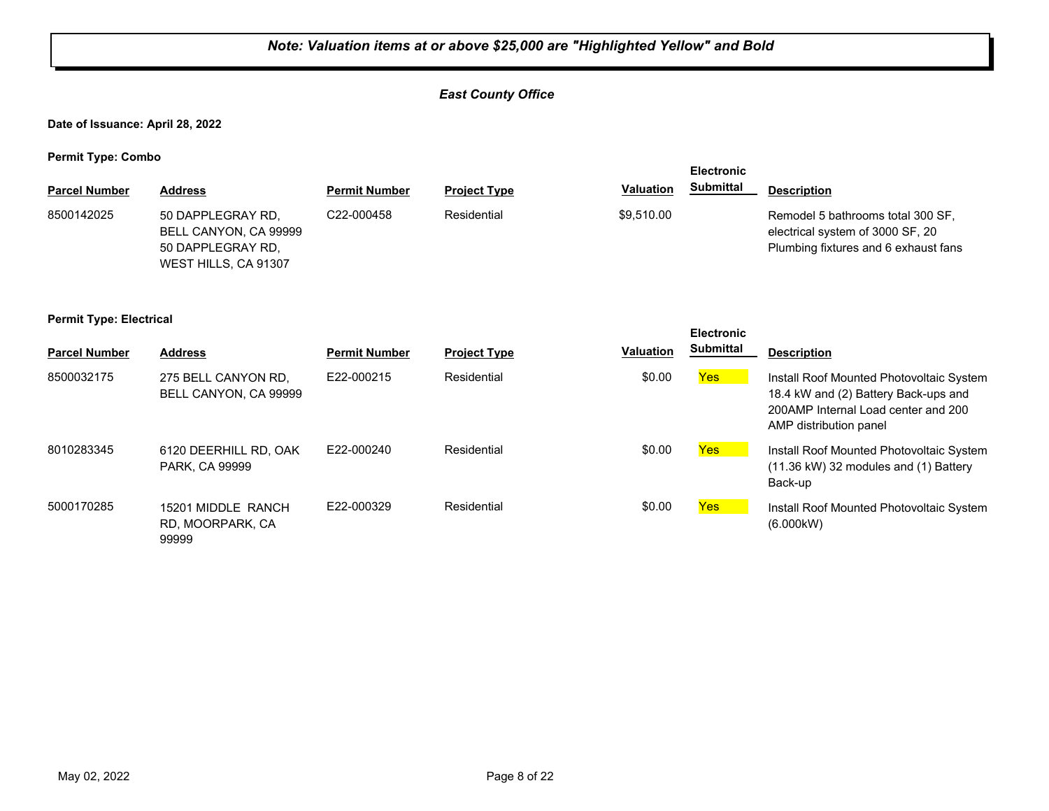***Note: Valuation items at or above $25,000 are "Highlighted Yellow" and Bold***

***East County Office***

**Date of Issuance: April 28, 2022**

**Permit Type: Combo**

| Parcel Number | Address | Permit Number | Project Type | Valuation | Electronic Submittal | Description |
|---|---|---|---|---|---|---|
| 8500142025 | 50 DAPPLEGRAY RD, BELL CANYON, CA 99999 50 DAPPLEGRAY RD, WEST HILLS, CA 91307 | C22-000458 | Residential | $9,510.00 | | Remodel 5 bathrooms total 300 SF, electrical system of 3000 SF, 20 Plumbing fixtures and 6 exhaust fans |

**Permit Type: Electrical**

| Parcel Number | Address | Permit Number | Project Type | Valuation | Electronic Submittal | Description |
|---|---|---|---|---|---|---|
| 8500032175 | 275 BELL CANYON RD, BELL CANYON, CA 99999 | E22-000215 | Residential | $0.00 | Yes | Install Roof Mounted Photovoltaic System 18.4 kW and (2) Battery Back-ups and 200AMP Internal Load center and 200 AMP distribution panel |
| 8010283345 | 6120 DEERHILL RD, OAK PARK, CA 99999 | E22-000240 | Residential | $0.00 | Yes | Install Roof Mounted Photovoltaic System (11.36 kW) 32 modules and (1) Battery Back-up |
| 5000170285 | 15201 MIDDLE RANCH RD, MOORPARK, CA 99999 | E22-000329 | Residential | $0.00 | Yes | Install Roof Mounted Photovoltaic System (6.000kW) |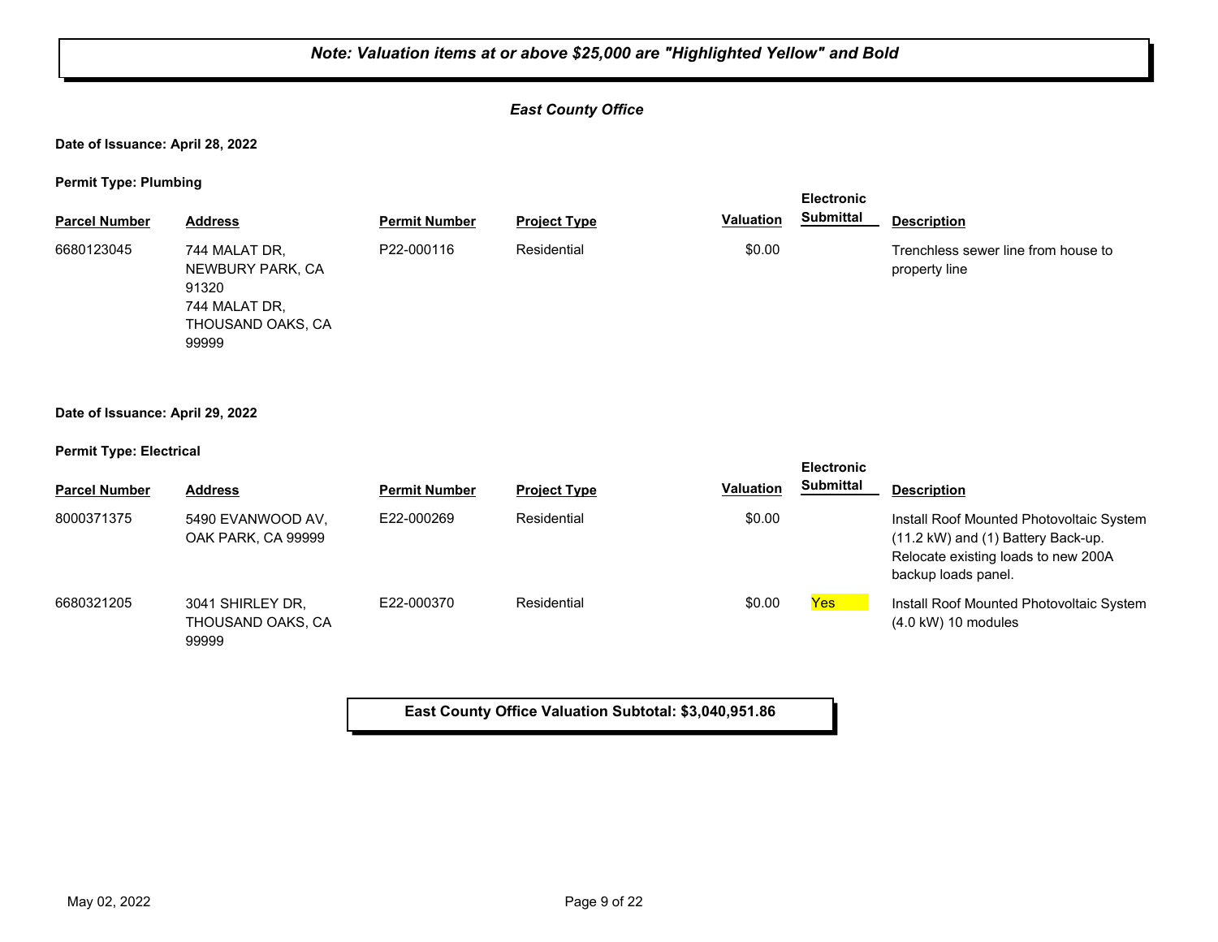***Note: Valuation items at or above $25,000 are "Highlighted Yellow" and Bold***

***East County Office***

**Date of Issuance: April 28, 2022**

**Permit Type: Plumbing**

| Parcel Number | Address | Permit Number | Project Type | Valuation | Electronic Submittal | Description |
|---|---|---|---|---|---|---|
| 6680123045 | 744 MALAT DR, NEWBURY PARK, CA 91320<br>744 MALAT DR, THOUSAND OAKS, CA 99999 | P22-000116 | Residential | $0.00 | | Trenchless sewer line from house to property line |

**Date of Issuance: April 29, 2022**

**Permit Type: Electrical**

| Parcel Number | Address | Permit Number | Project Type | Valuation | Electronic Submittal | Description |
|---|---|---|---|---|---|---|
| 8000371375 | 5490 EVANWOOD AV, OAK PARK, CA 99999 | E22-000269 | Residential | $0.00 | | Install Roof Mounted Photovoltaic System (11.2 kW) and (1) Battery Back-up. Relocate existing loads to new 200A backup loads panel. |
| 6680321205 | 3041 SHIRLEY DR, THOUSAND OAKS, CA 99999 | E22-000370 | Residential | $0.00 | Yes | Install Roof Mounted Photovoltaic System (4.0 kW) 10 modules |

**East County Office Valuation Subtotal: $3,040,951.86**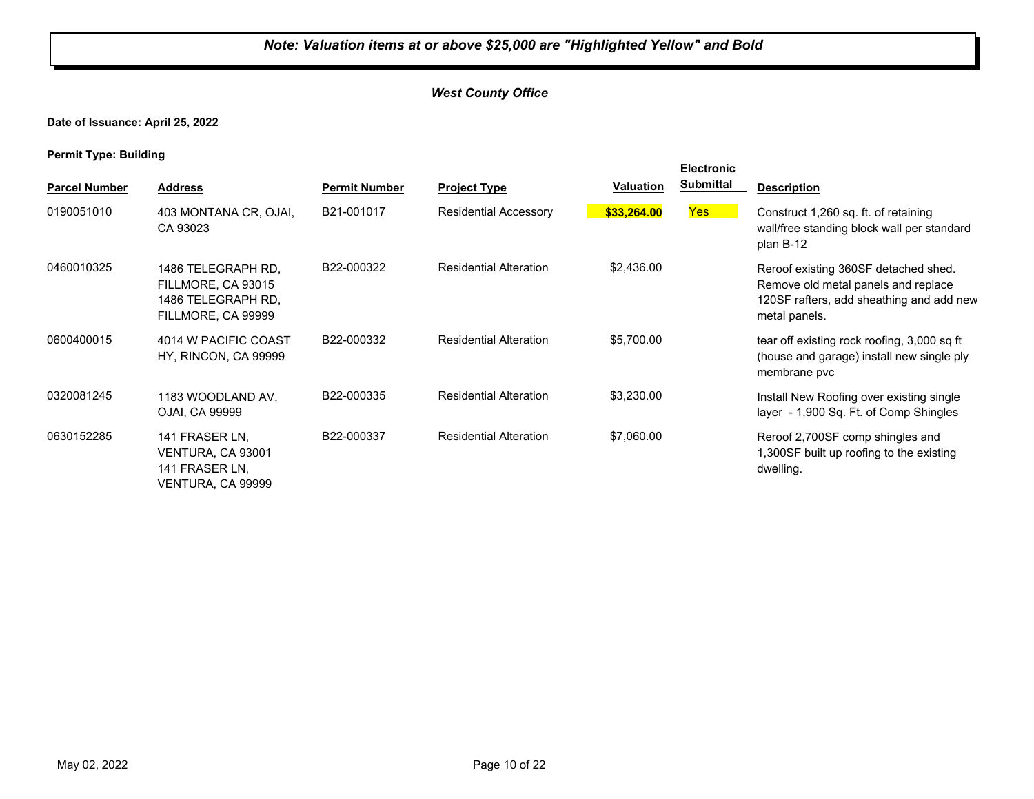***Note: Valuation items at or above $25,000 are "Highlighted Yellow" and Bold***

***West County Office***

**Date of Issuance: April 25, 2022**

**Permit Type: Building**

| Parcel Number | Address | Permit Number | Project Type | Valuation | Electronic Submittal | Description |
|---|---|---|---|---|---|---|
| 0190051010 | 403 MONTANA CR, OJAI, CA 93023 | B21-001017 | Residential Accessory | **$33,264.00** | Yes | Construct 1,260 sq. ft. of retaining wall/free standing block wall per standard plan B-12 |
| 0460010325 | 1486 TELEGRAPH RD, FILLMORE, CA 93015 1486 TELEGRAPH RD, FILLMORE, CA 99999 | B22-000322 | Residential Alteration | $2,436.00 | | Reroof existing 360SF detached shed. Remove old metal panels and replace 120SF rafters, add sheathing and add new metal panels. |
| 0600400015 | 4014 W PACIFIC COAST HY, RINCON, CA 99999 | B22-000332 | Residential Alteration | $5,700.00 | | tear off existing rock roofing, 3,000 sq ft (house and garage) install new single ply membrane pvc |
| 0320081245 | 1183 WOODLAND AV, OJAI, CA 99999 | B22-000335 | Residential Alteration | $3,230.00 | | Install New Roofing over existing single layer - 1,900 Sq. Ft. of Comp Shingles |
| 0630152285 | 141 FRASER LN, VENTURA, CA 93001 141 FRASER LN, VENTURA, CA 99999 | B22-000337 | Residential Alteration | $7,060.00 | | Reroof 2,700SF comp shingles and 1,300SF built up roofing to the existing dwelling. |

May 02, 2022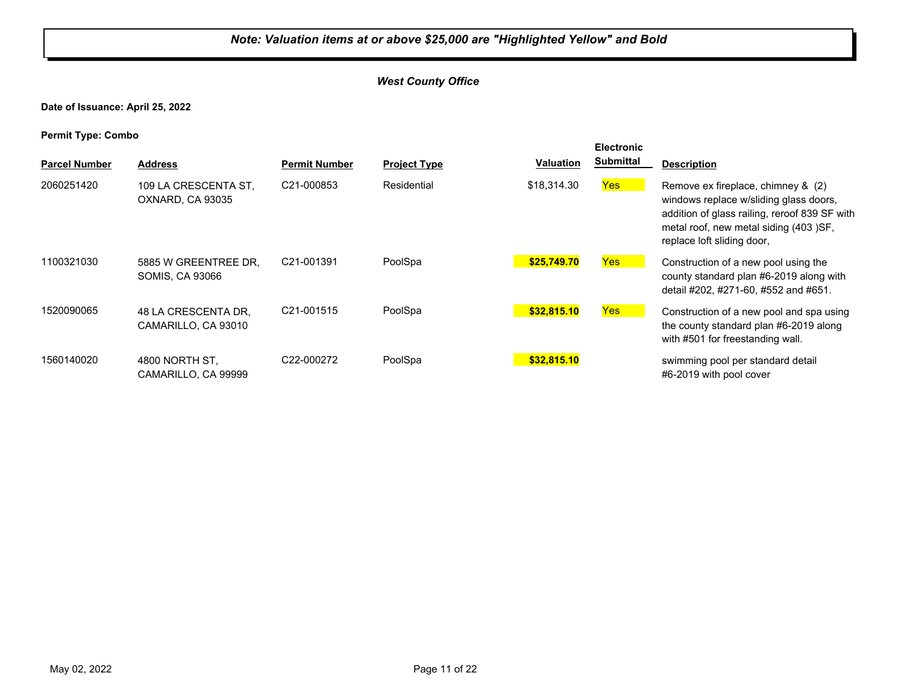***Note: Valuation items at or above $25,000 are "Highlighted Yellow" and Bold***

***West County Office***

**Date of Issuance: April 25, 2022**

**Permit Type: Combo**

| Parcel Number | Address | Permit Number | Project Type | Valuation | Electronic Submittal | Description |
|---|---|---|---|---|---|---|
| 2060251420 | 109 LA CRESCENTA ST, OXNARD, CA 93035 | C21-000853 | Residential | $18,314.30 | Yes | Remove ex fireplace, chimney & (2) windows replace w/sliding glass doors, addition of glass railing, reroof 839 SF with metal roof, new metal siding (403 )SF, replace loft sliding door, |
| 1100321030 | 5885 W GREENTREE DR, SOMIS, CA 93066 | C21-001391 | PoolSpa | **$25,749.70** | Yes | Construction of a new pool using the county standard plan #6-2019 along with detail #202, #271-60, #552 and #651. |
| 1520090065 | 48 LA CRESCENTA DR, CAMARILLO, CA 93010 | C21-001515 | PoolSpa | **$32,815.10** | Yes | Construction of a new pool and spa using the county standard plan #6-2019 along with #501 for freestanding wall. |
| 1560140020 | 4800 NORTH ST, CAMARILLO, CA 99999 | C22-000272 | PoolSpa | **$32,815.10** | | swimming pool per standard detail #6-2019 with pool cover |

May 02, 2022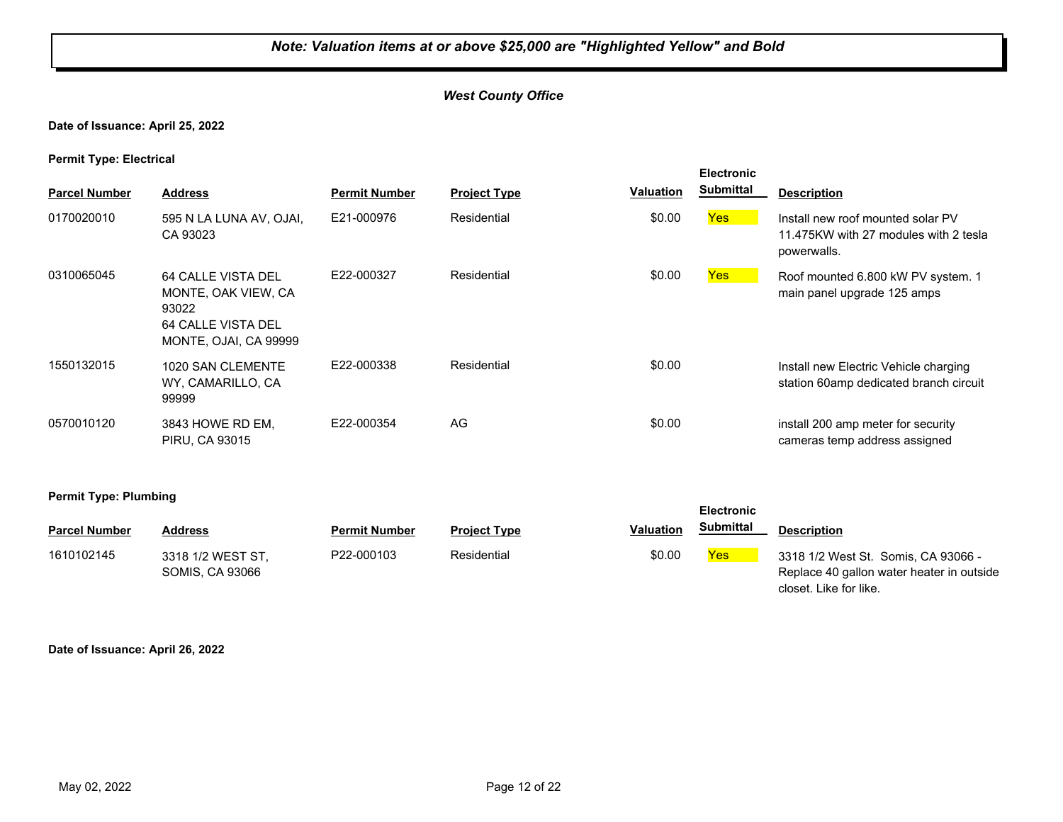***Note: Valuation items at or above $25,000 are "Highlighted Yellow" and Bold***

***West County Office***

**Date of Issuance: April 25, 2022**

**Permit Type: Electrical**

| Parcel Number | Address | Permit Number | Project Type | Valuation | Electronic Submittal | Description |
|---|---|---|---|---|---|---|
| 0170020010 | 595 N LA LUNA AV, OJAI, CA 93023 | E21-000976 | Residential | $0.00 | Yes | Install new roof mounted solar PV 11.475KW with 27 modules with 2 tesla powerwalls. |
| 0310065045 | 64 CALLE VISTA DEL MONTE, OAK VIEW, CA 93022<br>64 CALLE VISTA DEL MONTE, OJAI, CA 99999 | E22-000327 | Residential | $0.00 | Yes | Roof mounted 6.800 kW PV system. 1 main panel upgrade 125 amps |
| 1550132015 | 1020 SAN CLEMENTE WY, CAMARILLO, CA 99999 | E22-000338 | Residential | $0.00 | | Install new Electric Vehicle charging station 60amp dedicated branch circuit |
| 0570010120 | 3843 HOWE RD EM, PIRU, CA 93015 | E22-000354 | AG | $0.00 | | install 200 amp meter for security cameras temp address assigned |

**Permit Type: Plumbing**

| Parcel Number | Address | Permit Number | Project Type | Valuation | Electronic Submittal | Description |
|---|---|---|---|---|---|---|
| 1610102145 | 3318 1/2 WEST ST, SOMIS, CA 93066 | P22-000103 | Residential | $0.00 | Yes | 3318 1/2 West St. Somis, CA 93066 - Replace 40 gallon water heater in outside closet. Like for like. |

**Date of Issuance: April 26, 2022**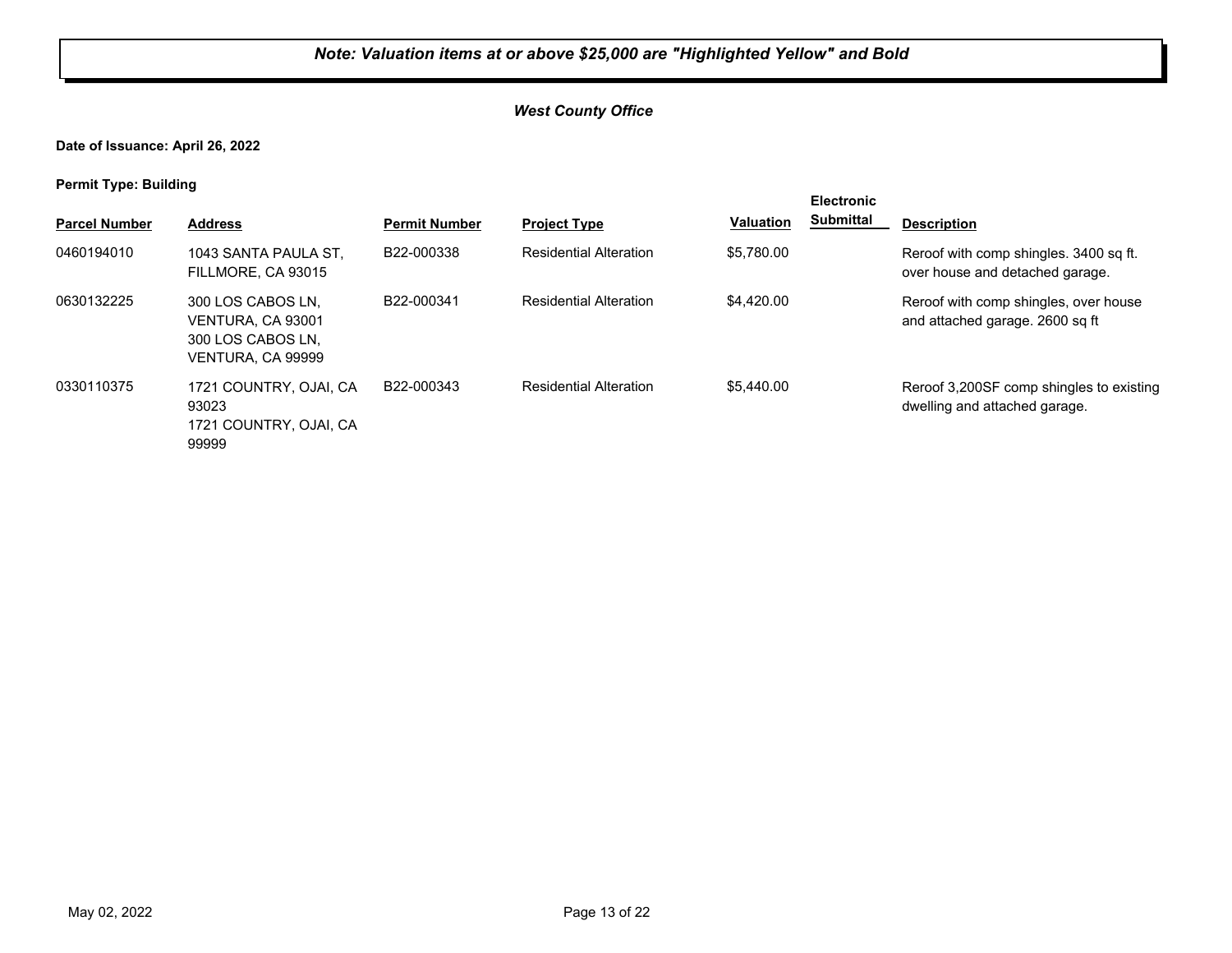***Note: Valuation items at or above $25,000 are "Highlighted Yellow" and Bold***

***West County Office***

**Date of Issuance: April 26, 2022**

**Permit Type: Building**

| Parcel Number | Address | Permit Number | Project Type | Valuation | Electronic Submittal | Description |
|---|---|---|---|---|---|---|
| 0460194010 | 1043 SANTA PAULA ST, FILLMORE, CA 93015 | B22-000338 | Residential Alteration | $5,780.00 | | Reroof with comp shingles. 3400 sq ft. over house and detached garage. |
| 0630132225 | 300 LOS CABOS LN, VENTURA, CA 93001 300 LOS CABOS LN, VENTURA, CA 99999 | B22-000341 | Residential Alteration | $4,420.00 | | Reroof with comp shingles, over house and attached garage. 2600 sq ft |
| 0330110375 | 1721 COUNTRY, OJAI, CA 93023 1721 COUNTRY, OJAI, CA 99999 | B22-000343 | Residential Alteration | $5,440.00 | | Reroof 3,200SF comp shingles to existing dwelling and attached garage. |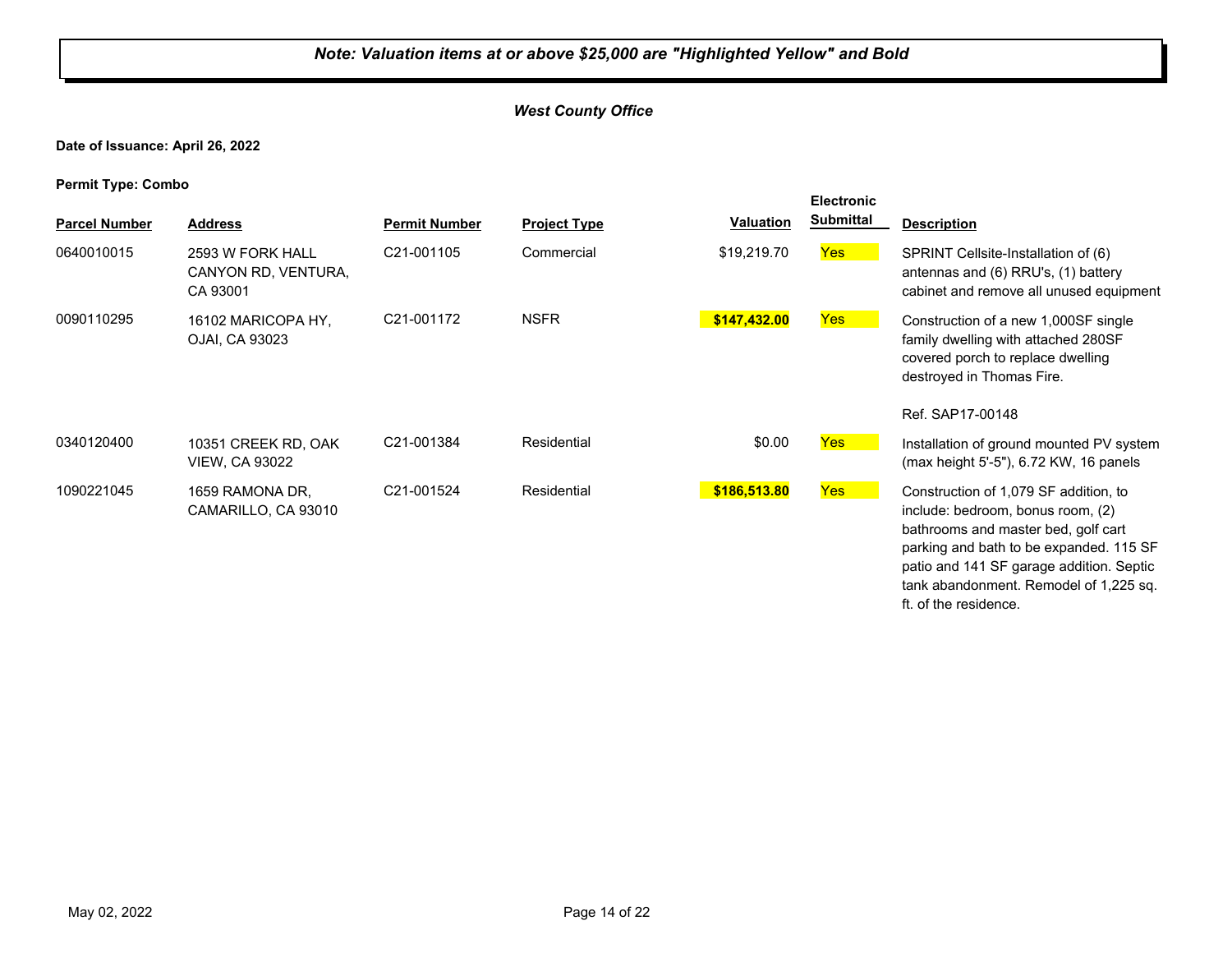***Note: Valuation items at or above $25,000 are "Highlighted Yellow" and Bold***

***West County Office***

**Date of Issuance: April 26, 2022**

**Permit Type: Combo**

| Parcel Number | Address | Permit Number | Project Type | Valuation | Electronic Submittal | Description |
|---|---|---|---|---|---|---|
| 0640010015 | 2593 W FORK HALL CANYON RD, VENTURA, CA 93001 | C21-001105 | Commercial | $19,219.70 | Yes | SPRINT Cellsite-Installation of (6) antennas and (6) RRU's, (1) battery cabinet and remove all unused equipment |
| 0090110295 | 16102 MARICOPA HY, OJAI, CA 93023 | C21-001172 | NSFR | **$147,432.00** | Yes | Construction of a new 1,000SF single family dwelling with attached 280SF covered porch to replace dwelling destroyed in Thomas Fire.<br><br>Ref. SAP17-00148 |
| 0340120400 | 10351 CREEK RD, OAK VIEW, CA 93022 | C21-001384 | Residential | $0.00 | Yes | Installation of ground mounted PV system (max height 5'-5"), 6.72 KW, 16 panels |
| 1090221045 | 1659 RAMONA DR, CAMARILLO, CA 93010 | C21-001524 | Residential | **$186,513.80** | Yes | Construction of 1,079 SF addition, to include: bedroom, bonus room, (2) bathrooms and master bed, golf cart parking and bath to be expanded. 115 SF patio and 141 SF garage addition. Septic tank abandonment. Remodel of 1,225 sq. ft. of the residence. |

May 02, 2022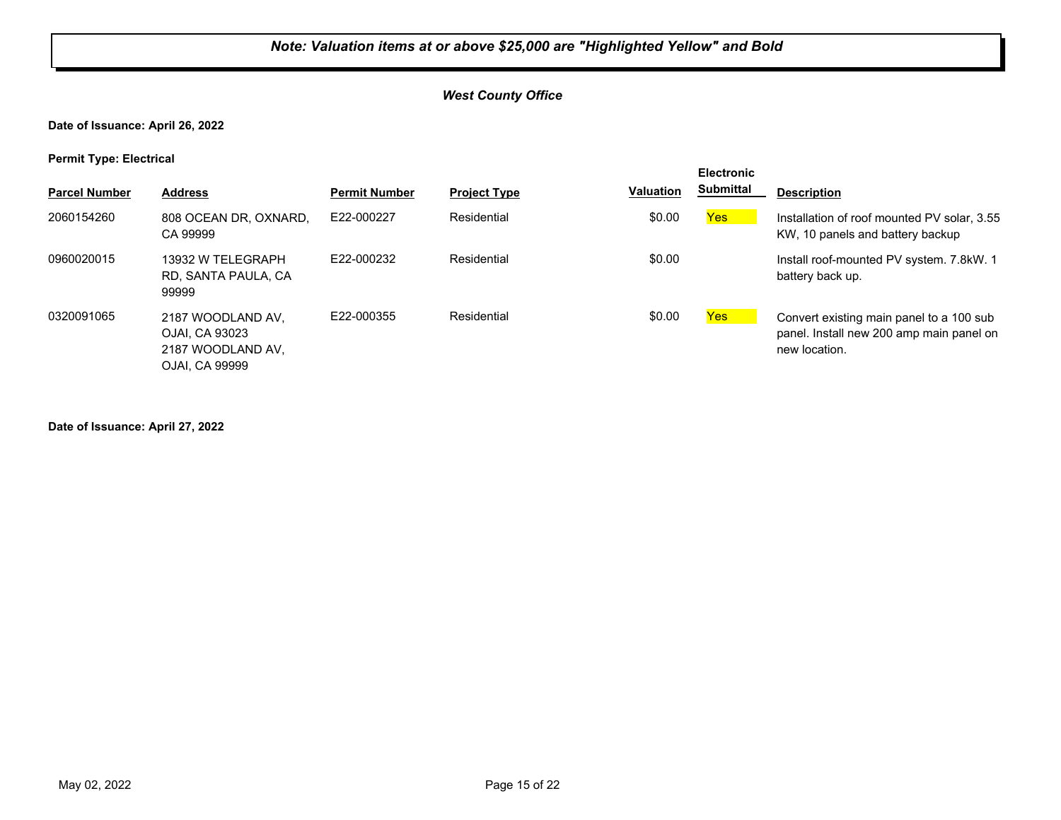***Note: Valuation items at or above $25,000 are "Highlighted Yellow" and Bold***

***West County Office***

**Date of Issuance: April 26, 2022**

**Permit Type: Electrical**

| Parcel Number | Address | Permit Number | Project Type | Valuation | Electronic Submittal | Description |
|---|---|---|---|---|---|---|
| 2060154260 | 808 OCEAN DR, OXNARD, CA 99999 | E22-000227 | Residential | $0.00 | Yes | Installation of roof mounted PV solar, 3.55 KW, 10 panels and battery backup |
| 0960020015 | 13932 W TELEGRAPH RD, SANTA PAULA, CA 99999 | E22-000232 | Residential | $0.00 | | Install roof-mounted PV system. 7.8kW. 1 battery back up. |
| 0320091065 | 2187 WOODLAND AV, OJAI, CA 93023 2187 WOODLAND AV, OJAI, CA 99999 | E22-000355 | Residential | $0.00 | Yes | Convert existing main panel to a 100 sub panel. Install new 200 amp main panel on new location. |

**Date of Issuance: April 27, 2022**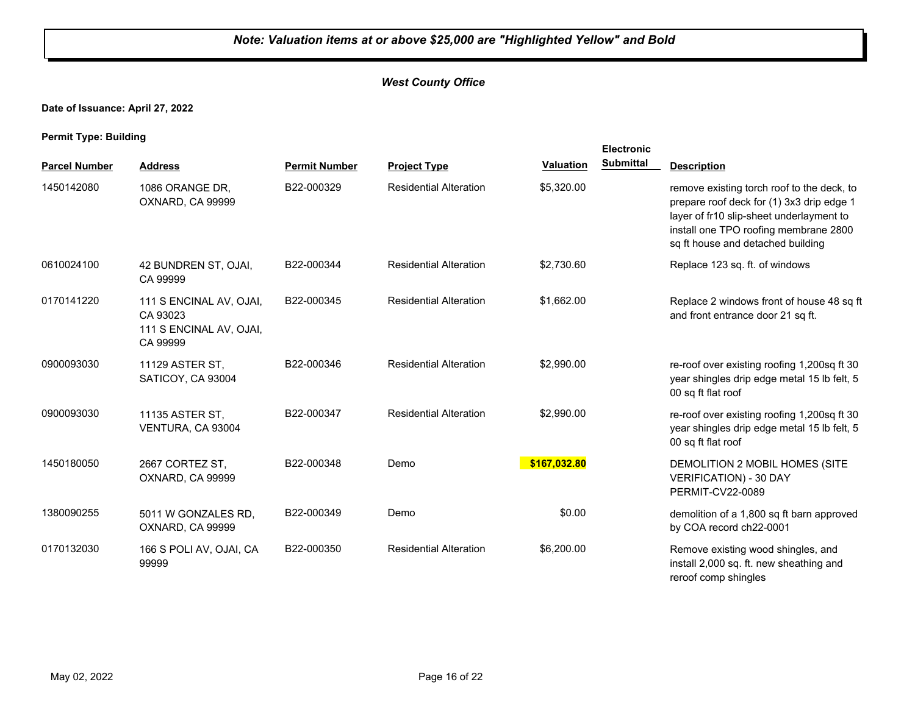***Note: Valuation items at or above $25,000 are "Highlighted Yellow" and Bold***

***West County Office***

**Date of Issuance: April 27, 2022**

**Permit Type: Building**

| Parcel Number | Address | Permit Number | Project Type | Valuation | Electronic Submittal | Description |
|---|---|---|---|---|---|---|
| 1450142080 | 1086 ORANGE DR, OXNARD, CA 99999 | B22-000329 | Residential Alteration | $5,320.00 | | remove existing torch roof to the deck, to prepare roof deck for (1) 3x3 drip edge 1 layer of fr10 slip-sheet underlayment to install one TPO roofing membrane 2800 sq ft house and detached building |
| 0610024100 | 42 BUNDREN ST, OJAI, CA 99999 | B22-000344 | Residential Alteration | $2,730.60 | | Replace 123 sq. ft. of windows |
| 0170141220 | 111 S ENCINAL AV, OJAI, CA 93023<br>111 S ENCINAL AV, OJAI, CA 99999 | B22-000345 | Residential Alteration | $1,662.00 | | Replace 2 windows front of house 48 sq ft and front entrance door 21 sq ft. |
| 0900093030 | 11129 ASTER ST, SATICOY, CA 93004 | B22-000346 | Residential Alteration | $2,990.00 | | re-roof over existing roofing 1,200sq ft 30 year shingles drip edge metal 15 lb felt, 5 00 sq ft flat roof |
| 0900093030 | 11135 ASTER ST, VENTURA, CA 93004 | B22-000347 | Residential Alteration | $2,990.00 | | re-roof over existing roofing 1,200sq ft 30 year shingles drip edge metal 15 lb felt, 5 00 sq ft flat roof |
| 1450180050 | 2667 CORTEZ ST, OXNARD, CA 99999 | B22-000348 | Demo | **$167,032.80** | | DEMOLITION 2 MOBIL HOMES (SITE VERIFICATION) - 30 DAY PERMIT-CV22-0089 |
| 1380090255 | 5011 W GONZALES RD, OXNARD, CA 99999 | B22-000349 | Demo | $0.00 | | demolition of a 1,800 sq ft barn approved by COA record ch22-0001 |
| 0170132030 | 166 S POLI AV, OJAI, CA 99999 | B22-000350 | Residential Alteration | $6,200.00 | | Remove existing wood shingles, and install 2,000 sq. ft. new sheathing and reroof comp shingles |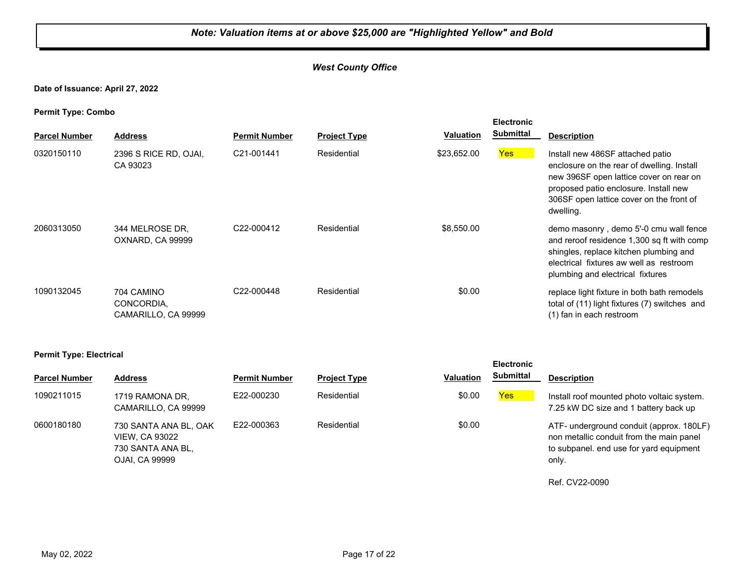*Note: Valuation items at or above $25,000 are "Highlighted Yellow" and Bold*

***West County Office***

**Date of Issuance: April 27, 2022**

**Permit Type: Combo**

| Parcel Number | Address | Permit Number | Project Type | Valuation | Electronic Submittal | Description |
|---|---|---|---|---|---|---|
| 0320150110 | 2396 S RICE RD, OJAI, CA 93023 | C21-001441 | Residential | $23,652.00 | Yes | Install new 486SF attached patio enclosure on the rear of dwelling. Install new 396SF open lattice cover on rear on proposed patio enclosure. Install new 306SF open lattice cover on the front of dwelling. |
| 2060313050 | 344 MELROSE DR, OXNARD, CA 99999 | C22-000412 | Residential | $8,550.00 | | demo masonry , demo 5'-0 cmu wall fence and reroof residence 1,300 sq ft with comp shingles, replace kitchen plumbing and electrical fixtures aw well as restroom plumbing and electrical fixtures |
| 1090132045 | 704 CAMINO CONCORDIA, CAMARILLO, CA 99999 | C22-000448 | Residential | $0.00 | | replace light fixture in both bath remodels total of (11) light fixtures (7) switches and (1) fan in each restroom |

**Permit Type: Electrical**

| Parcel Number | Address | Permit Number | Project Type | Valuation | Electronic Submittal | Description |
|---|---|---|---|---|---|---|
| 1090211015 | 1719 RAMONA DR, CAMARILLO, CA 99999 | E22-000230 | Residential | $0.00 | Yes | Install roof mounted photo voltaic system. 7.25 kW DC size and 1 battery back up |
| 0600180180 | 730 SANTA ANA BL, OAK VIEW, CA 93022 730 SANTA ANA BL, OJAI, CA 99999 | E22-000363 | Residential | $0.00 | | ATF- underground conduit (approx. 180LF) non metallic conduit from the main panel to subpanel. end use for yard equipment only. Ref. CV22-0090 |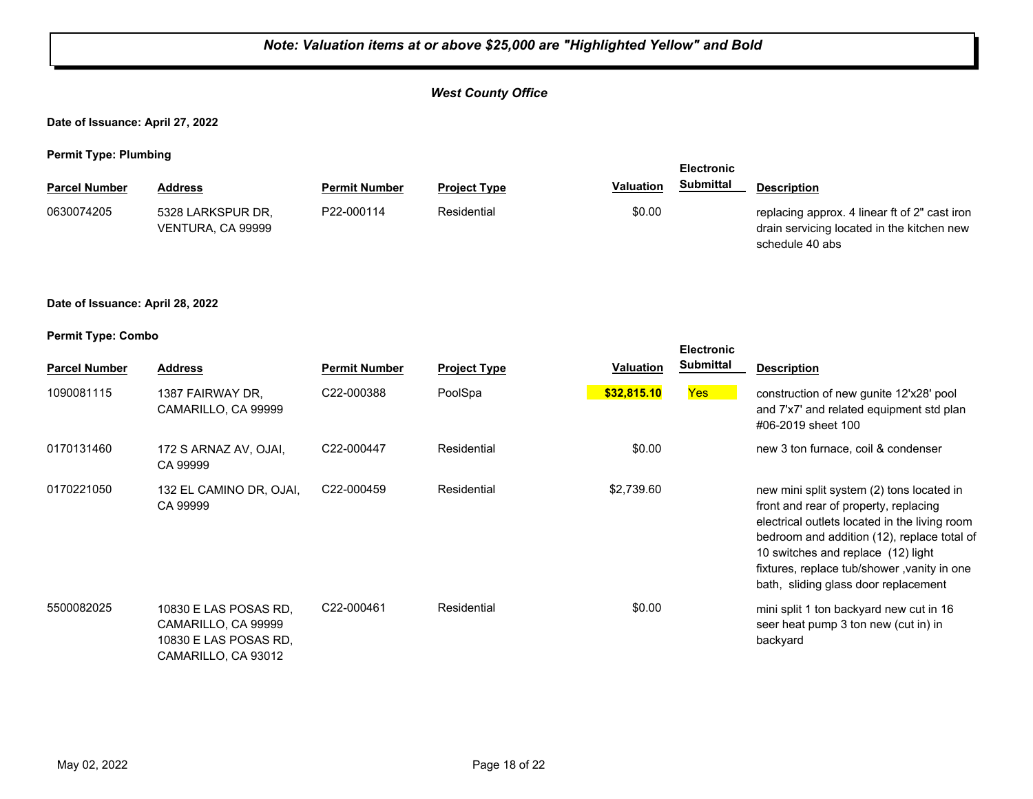**Note: Valuation items at or above $25,000 are "Highlighted Yellow" and Bold**

***West County Office***

**Date of Issuance: April 27, 2022**

**Permit Type: Plumbing**

| Parcel Number | Address | Permit Number | Project Type | Valuation | Electronic Submittal | Description |
|---|---|---|---|---|---|---|
| 0630074205 | 5328 LARKSPUR DR, VENTURA, CA 99999 | P22-000114 | Residential | $0.00 | | replacing approx. 4 linear ft of 2" cast iron drain servicing located in the kitchen new schedule 40 abs |

**Date of Issuance: April 28, 2022**

**Permit Type: Combo**

| Parcel Number | Address | Permit Number | Project Type | Valuation | Electronic Submittal | Description |
|---|---|---|---|---|---|---|
| 1090081115 | 1387 FAIRWAY DR, CAMARILLO, CA 99999 | C22-000388 | PoolSpa | **$32,815.10** | Yes | construction of new gunite 12'x28' pool and 7'x7' and related equipment std plan #06-2019 sheet 100 |
| 0170131460 | 172 S ARNAZ AV, OJAI, CA 99999 | C22-000447 | Residential | $0.00 | | new 3 ton furnace, coil & condenser |
| 0170221050 | 132 EL CAMINO DR, OJAI, CA 99999 | C22-000459 | Residential | $2,739.60 | | new mini split system (2) tons located in front and rear of property, replacing electrical outlets located in the living room bedroom and addition (12), replace total of 10 switches and replace (12) light fixtures, replace tub/shower ,vanity in one bath, sliding glass door replacement |
| 5500082025 | 10830 E LAS POSAS RD, CAMARILLO, CA 99999 10830 E LAS POSAS RD, CAMARILLO, CA 93012 | C22-000461 | Residential | $0.00 | | mini split 1 ton backyard new cut in 16 seer heat pump 3 ton new (cut in) in backyard |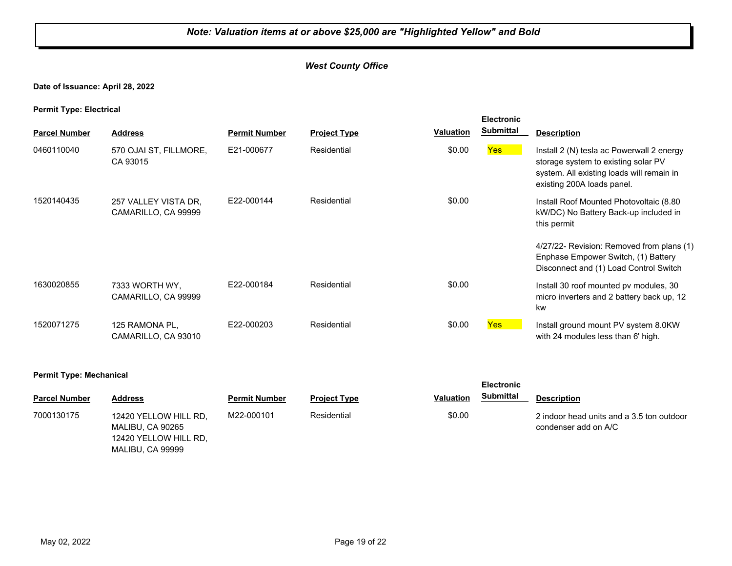***Note: Valuation items at or above $25,000 are "Highlighted Yellow" and Bold***

***West County Office***

**Date of Issuance: April 28, 2022**

**Permit Type: Electrical**

| Parcel Number | Address | Permit Number | Project Type | Valuation | Electronic Submittal | Description |
|---|---|---|---|---|---|---|
| 0460110040 | 570 OJAI ST, FILLMORE, CA 93015 | E21-000677 | Residential | $0.00 | Yes | Install 2 (N) tesla ac Powerwall 2 energy storage system to existing solar PV system. All existing loads will remain in existing 200A loads panel. |
| 1520140435 | 257 VALLEY VISTA DR, CAMARILLO, CA 99999 | E22-000144 | Residential | $0.00 | | Install Roof Mounted Photovoltaic (8.80 kW/DC) No Battery Back-up included in this permit<br><br>4/27/22- Revision: Removed from plans (1) Enphase Empower Switch, (1) Battery Disconnect and (1) Load Control Switch |
| 1630020855 | 7333 WORTH WY, CAMARILLO, CA 99999 | E22-000184 | Residential | $0.00 | | Install 30 roof mounted pv modules, 30 micro inverters and 2 battery back up, 12 kw |
| 1520071275 | 125 RAMONA PL, CAMARILLO, CA 93010 | E22-000203 | Residential | $0.00 | Yes | Install ground mount PV system 8.0KW with 24 modules less than 6' high. |

**Permit Type: Mechanical**

| Parcel Number | Address | Permit Number | Project Type | Valuation | Electronic Submittal | Description |
|---|---|---|---|---|---|---|
| 7000130175 | 12420 YELLOW HILL RD, MALIBU, CA 90265<br>12420 YELLOW HILL RD, MALIBU, CA 99999 | M22-000101 | Residential | $0.00 | | 2 indoor head units and a 3.5 ton outdoor condenser add on A/C |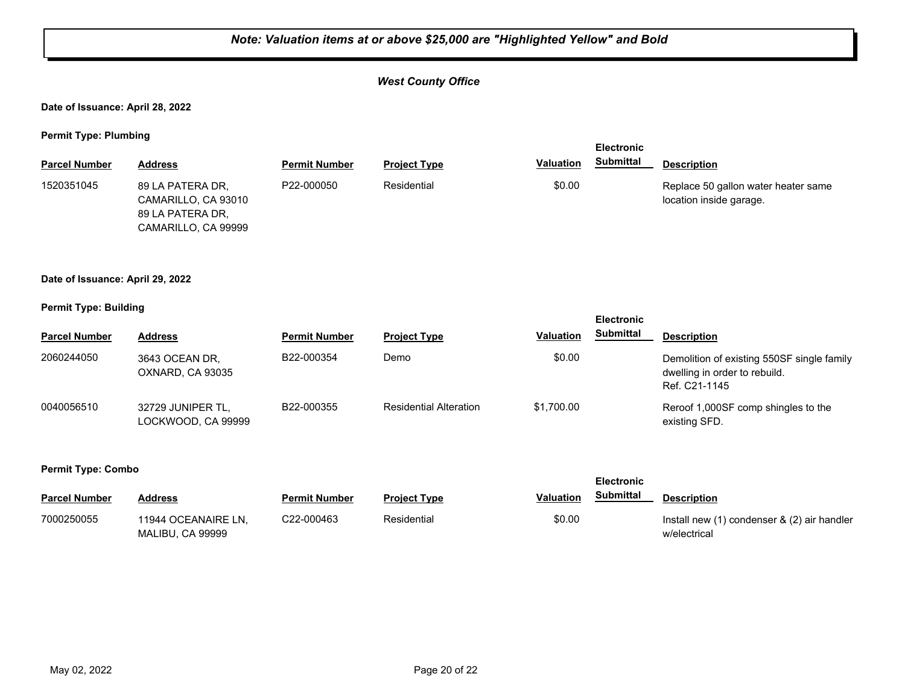***Note: Valuation items at or above $25,000 are "Highlighted Yellow" and Bold***

***West County Office***

**Date of Issuance: April 28, 2022**

**Permit Type: Plumbing**

| Parcel Number | Address | Permit Number | Project Type | Valuation | Electronic Submittal | Description |
|---|---|---|---|---|---|---|
| 1520351045 | 89 LA PATERA DR, CAMARILLO, CA 93010 89 LA PATERA DR, CAMARILLO, CA 99999 | P22-000050 | Residential | $0.00 | | Replace 50 gallon water heater same location inside garage. |

**Date of Issuance: April 29, 2022**

**Permit Type: Building**

| Parcel Number | Address | Permit Number | Project Type | Valuation | Electronic Submittal | Description |
|---|---|---|---|---|---|---|
| 2060244050 | 3643 OCEAN DR, OXNARD, CA 93035 | B22-000354 | Demo | $0.00 | | Demolition of existing 550SF single family dwelling in order to rebuild. Ref. C21-1145 |
| 0040056510 | 32729 JUNIPER TL, LOCKWOOD, CA 99999 | B22-000355 | Residential Alteration | $1,700.00 | | Reroof 1,000SF comp shingles to the existing SFD. |

**Permit Type: Combo**

| Parcel Number | Address | Permit Number | Project Type | Valuation | Electronic Submittal | Description |
|---|---|---|---|---|---|---|
| 7000250055 | 11944 OCEANAIRE LN, MALIBU, CA 99999 | C22-000463 | Residential | $0.00 | | Install new (1) condenser & (2) air handler w/electrical |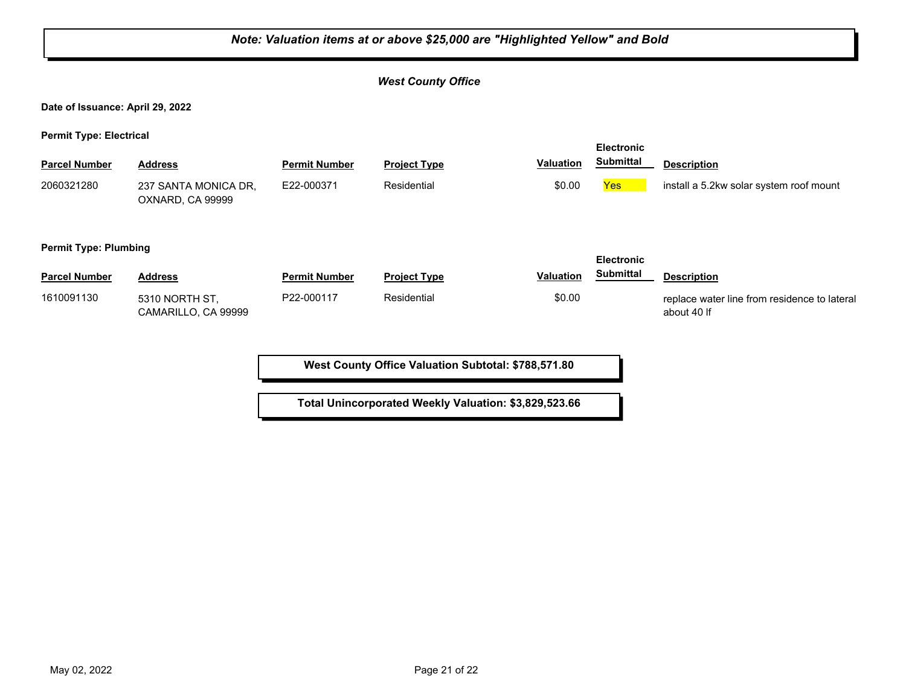***Note: Valuation items at or above $25,000 are "Highlighted Yellow" and Bold***

***West County Office***

**Date of Issuance: April 29, 2022**

**Permit Type: Electrical**

| Parcel Number | Address | Permit Number | Project Type | Valuation | Electronic Submittal | Description |
|---|---|---|---|---|---|---|
| 2060321280 | 237 SANTA MONICA DR, OXNARD, CA 99999 | E22-000371 | Residential | $0.00 | Yes | install a 5.2kw solar system roof mount |

**Permit Type: Plumbing**

| Parcel Number | Address | Permit Number | Project Type | Valuation | Electronic Submittal | Description |
|---|---|---|---|---|---|---|
| 1610091130 | 5310 NORTH ST, CAMARILLO, CA 99999 | P22-000117 | Residential | $0.00 | | replace water line from residence to lateral about 40 lf |

**West County Office Valuation Subtotal: $788,571.80**

**Total Unincorporated Weekly Valuation: $3,829,523.66**

May 02, 2022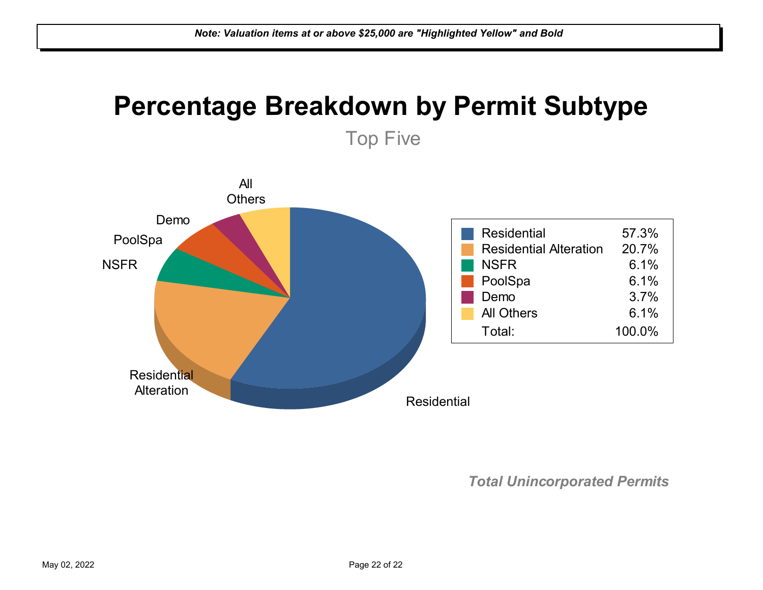*Note: Valuation items at or above $25,000 are "Highlighted Yellow" and Bold*

# Percentage Breakdown by Permit Subtype

Top Five

All Others
Demo
PoolSpa
NSFR
Residential Alteration
Residential

Residential 57.3%
Residential Alteration 20.7%
NSFR 6.1%
PoolSpa 6.1%
Demo 3.7%
All Others 6.1%
Total: 100.0%

***Total Unincorporated Permits***

May 02, 2022